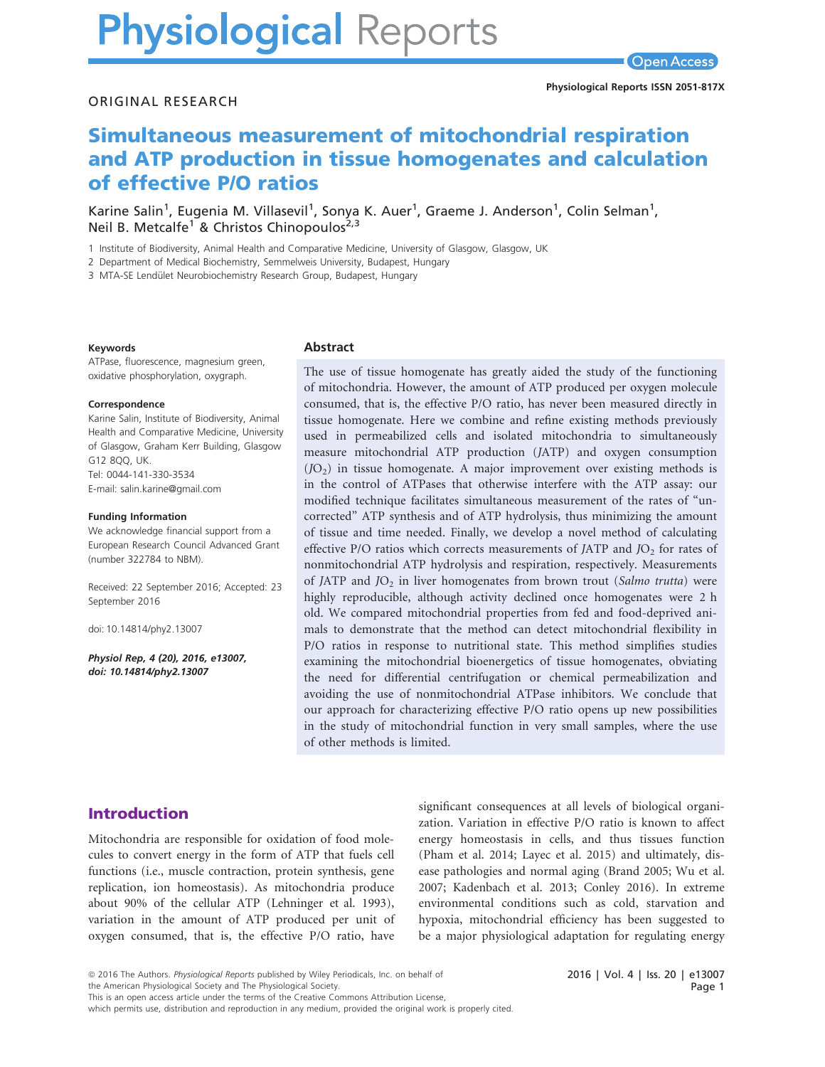ORIGINAL RESEARCH

# Simultaneous measurement of mitochondrial respiration and ATP production in tissue homogenates and calculation of effective P/O ratios

Karine Salin[1], Eugenia M. Villasevil[1], Sonya K. Auer[1], Graeme J. Anderson[1], Colin Selman[1], Neil B. Metcalfe[1] & Christos Chinopoulos[2,3]

1 Institute of Biodiversity, Animal Health and Comparative Medicine, University of Glasgow, Glasgow, UK

2 Department of Medical Biochemistry, Semmelweis University, Budapest, Hungary

3 MTA-SE Lendület Neurobiochemistry Research Group, Budapest, Hungary

**Keywords**

ATPase, fluorescence, magnesium green, oxidative phosphorylation, oxygraph.

**Correspondence**

Karine Salin, Institute of Biodiversity, Animal Health and Comparative Medicine, University of Glasgow, Graham Kerr Building, Glasgow G12 8QQ, UK.
Tel: 0044-141-330-3534
E-mail: salin.karine@gmail.com

**Funding Information**

We acknowledge financial support from a European Research Council Advanced Grant (number 322784 to NBM).

Received: 22 September 2016; Accepted: 23 September 2016

doi: 10.14814/phy2.13007

***Physiol Rep, 4 (20), 2016, e13007, doi: 10.14814/phy2.13007***

## Abstract

The use of tissue homogenate has greatly aided the study of the functioning of mitochondria. However, the amount of ATP produced per oxygen molecule consumed, that is, the effective P/O ratio, has never been measured directly in tissue homogenate. Here we combine and refine existing methods previously used in permeabilized cells and isolated mitochondria to simultaneously measure mitochondrial ATP production ($JATP$) and oxygen consumption ($JO_2$) in tissue homogenate. A major improvement over existing methods is in the control of ATPases that otherwise interfere with the ATP assay: our modified technique facilitates simultaneous measurement of the rates of "uncorrected" ATP synthesis and of ATP hydrolysis, thus minimizing the amount of tissue and time needed. Finally, we develop a novel method of calculating effective P/O ratios which corrects measurements of $JATP$ and $JO_2$ for rates of nonmitochondrial ATP hydrolysis and respiration, respectively. Measurements of $JATP$ and $JO_2$ in liver homogenates from brown trout (*Salmo trutta*) were highly reproducible, although activity declined once homogenates were 2 h old. We compared mitochondrial properties from fed and food-deprived animals to demonstrate that the method can detect mitochondrial flexibility in P/O ratios in response to nutritional state. This method simplifies studies examining the mitochondrial bioenergetics of tissue homogenates, obviating the need for differential centrifugation or chemical permeabilization and avoiding the use of nonmitochondrial ATPase inhibitors. We conclude that our approach for characterizing effective P/O ratio opens up new possibilities in the study of mitochondrial function in very small samples, where the use of other methods is limited.

## Introduction

Mitochondria are responsible for oxidation of food molecules to convert energy in the form of ATP that fuels cell functions (i.e., muscle contraction, protein synthesis, gene replication, ion homeostasis). As mitochondria produce about 90% of the cellular ATP (Lehninger et al. 1993), variation in the amount of ATP produced per unit of oxygen consumed, that is, the effective P/O ratio, have significant consequences at all levels of biological organization. Variation in effective P/O ratio is known to affect energy homeostasis in cells, and thus tissues function (Pham et al. 2014; Layec et al. 2015) and ultimately, disease pathologies and normal aging (Brand 2005; Wu et al. 2007; Kadenbach et al. 2013; Conley 2016). In extreme environmental conditions such as cold, starvation and hypoxia, mitochondrial efficiency has been suggested to be a major physiological adaptation for regulating energy

© 2016 The Authors. *Physiological Reports* published by Wiley Periodicals, Inc. on behalf of the American Physiological Society and The Physiological Society.
This is an open access article under the terms of the Creative Commons Attribution License, which permits use, distribution and reproduction in any medium, provided the original work is properly cited.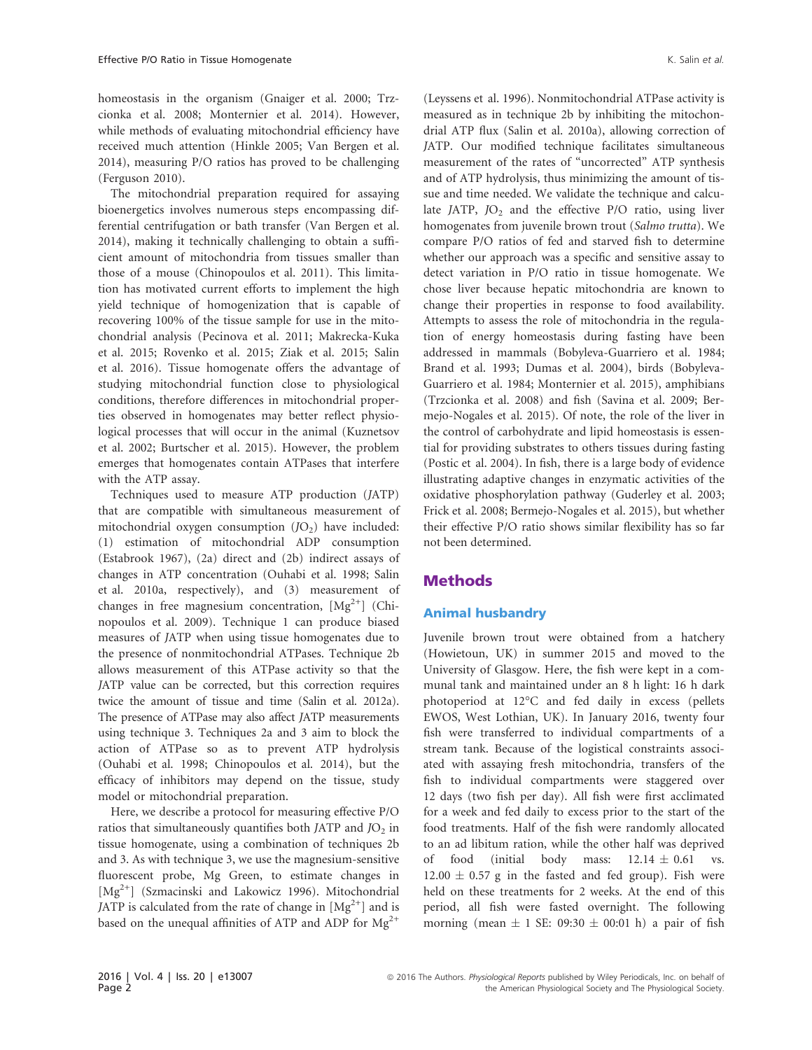homeostasis in the organism (Gnaiger et al. 2000; Trzcionka et al. 2008; Monternier et al. 2014). However, while methods of evaluating mitochondrial efficiency have received much attention (Hinkle 2005; Van Bergen et al. 2014), measuring P/O ratios has proved to be challenging (Ferguson 2010).

The mitochondrial preparation required for assaying bioenergetics involves numerous steps encompassing differential centrifugation or bath transfer (Van Bergen et al. 2014), making it technically challenging to obtain a sufficient amount of mitochondria from tissues smaller than those of a mouse (Chinopoulos et al. 2011). This limitation has motivated current efforts to implement the high yield technique of homogenization that is capable of recovering 100% of the tissue sample for use in the mitochondrial analysis (Pecinova et al. 2011; Makrecka-Kuka et al. 2015; Rovenko et al. 2015; Ziak et al. 2015; Salin et al. 2016). Tissue homogenate offers the advantage of studying mitochondrial function close to physiological conditions, therefore differences in mitochondrial properties observed in homogenates may better reflect physiological processes that will occur in the animal (Kuznetsov et al. 2002; Burtscher et al. 2015). However, the problem emerges that homogenates contain ATPases that interfere with the ATP assay.

Techniques used to measure ATP production ($J$ATP) that are compatible with simultaneous measurement of mitochondrial oxygen consumption ($JO_2$) have included: (1) estimation of mitochondrial ADP consumption (Estabrook 1967), (2a) direct and (2b) indirect assays of changes in ATP concentration (Ouhabi et al. 1998; Salin et al. 2010a, respectively), and (3) measurement of changes in free magnesium concentration, $[Mg^{2+}]$ (Chinopoulos et al. 2009). Technique 1 can produce biased measures of $J$ATP when using tissue homogenates due to the presence of nonmitochondrial ATPases. Technique 2b allows measurement of this ATPase activity so that the $J$ATP value can be corrected, but this correction requires twice the amount of tissue and time (Salin et al. 2012a). The presence of ATPase may also affect $J$ATP measurements using technique 3. Techniques 2a and 3 aim to block the action of ATPase so as to prevent ATP hydrolysis (Ouhabi et al. 1998; Chinopoulos et al. 2014), but the efficacy of inhibitors may depend on the tissue, study model or mitochondrial preparation.

Here, we describe a protocol for measuring effective P/O ratios that simultaneously quantifies both $J$ATP and $JO_2$ in tissue homogenate, using a combination of techniques 2b and 3. As with technique 3, we use the magnesium-sensitive fluorescent probe, Mg Green, to estimate changes in $[Mg^{2+}]$ (Szmacinski and Lakowicz 1996). Mitochondrial $J$ATP is calculated from the rate of change in $[Mg^{2+}]$ and is based on the unequal affinities of ATP and ADP for $Mg^{2+}$ (Leyssens et al. 1996). Nonmitochondrial ATPase activity is measured as in technique 2b by inhibiting the mitochondrial ATP flux (Salin et al. 2010a), allowing correction of $J$ATP. Our modified technique facilitates simultaneous measurement of the rates of "uncorrected" ATP synthesis and of ATP hydrolysis, thus minimizing the amount of tissue and time needed. We validate the technique and calculate $J$ATP, $JO_2$ and the effective P/O ratio, using liver homogenates from juvenile brown trout (*Salmo trutta*). We compare P/O ratios of fed and starved fish to determine whether our approach was a specific and sensitive assay to detect variation in P/O ratio in tissue homogenate. We chose liver because hepatic mitochondria are known to change their properties in response to food availability. Attempts to assess the role of mitochondria in the regulation of energy homeostasis during fasting have been addressed in mammals (Bobyleva-Guarriero et al. 1984; Brand et al. 1993; Dumas et al. 2004), birds (Bobyleva-Guarriero et al. 1984; Monternier et al. 2015), amphibians (Trzcionka et al. 2008) and fish (Savina et al. 2009; Bermejo-Nogales et al. 2015). Of note, the role of the liver in the control of carbohydrate and lipid homeostasis is essential for providing substrates to others tissues during fasting (Postic et al. 2004). In fish, there is a large body of evidence illustrating adaptive changes in enzymatic activities of the oxidative phosphorylation pathway (Guderley et al. 2003; Frick et al. 2008; Bermejo-Nogales et al. 2015), but whether their effective P/O ratio shows similar flexibility has so far not been determined.

## Methods

### Animal husbandry

Juvenile brown trout were obtained from a hatchery (Howietoun, UK) in summer 2015 and moved to the University of Glasgow. Here, the fish were kept in a communal tank and maintained under an 8 h light: 16 h dark photoperiod at 12°C and fed daily in excess (pellets EWOS, West Lothian, UK). In January 2016, twenty four fish were transferred to individual compartments of a stream tank. Because of the logistical constraints associated with assaying fresh mitochondria, transfers of the fish to individual compartments were staggered over 12 days (two fish per day). All fish were first acclimated for a week and fed daily to excess prior to the start of the food treatments. Half of the fish were randomly allocated to an ad libitum ration, while the other half was deprived of food (initial body mass: $12.14 \pm 0.61$ vs. $12.00 \pm 0.57$ g in the fasted and fed group). Fish were held on these treatments for 2 weeks. At the end of this period, all fish were fasted overnight. The following morning (mean $\pm$ 1 SE: 09:30 $\pm$ 00:01 h) a pair of fish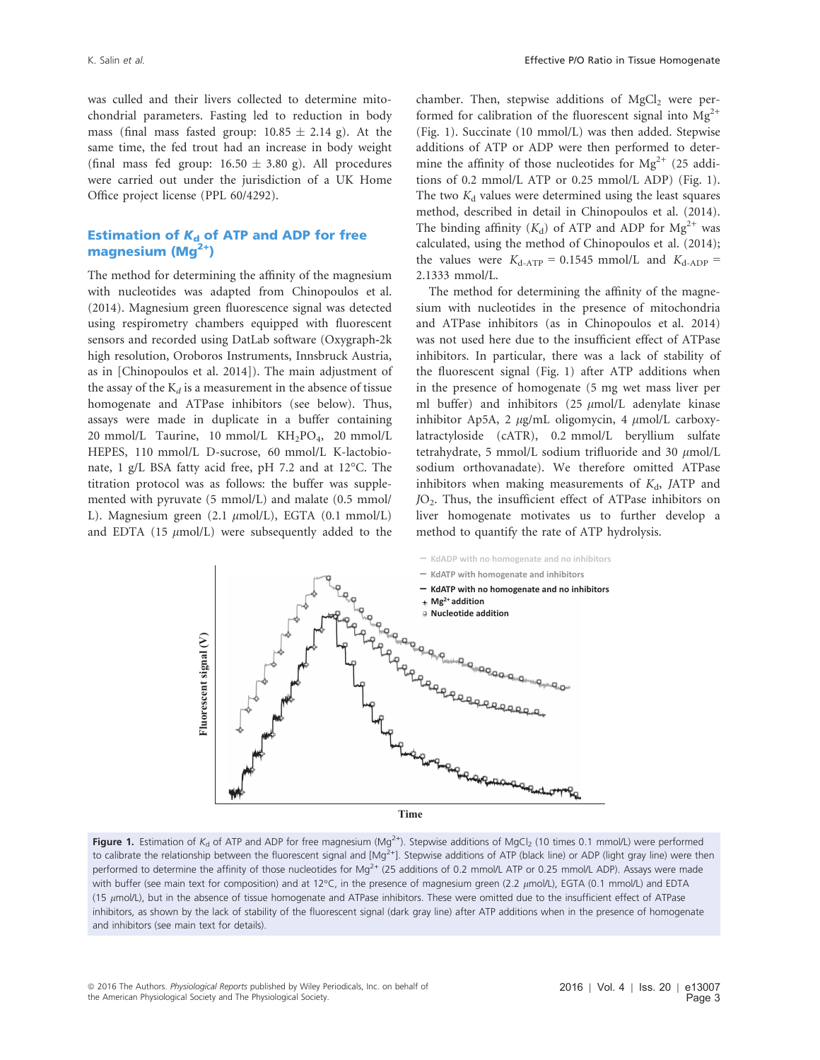was culled and their livers collected to determine mitochondrial parameters. Fasting led to reduction in body mass (final mass fasted group: 10.85 ± 2.14 g). At the same time, the fed trout had an increase in body weight (final mass fed group: 16.50 ± 3.80 g). All procedures were carried out under the jurisdiction of a UK Home Office project license (PPL 60/4292).

## Estimation of $K_d$ of ATP and ADP for free magnesium ($Mg^{2+}$)

The method for determining the affinity of the magnesium with nucleotides was adapted from Chinopoulos et al. (2014). Magnesium green fluorescence signal was detected using respirometry chambers equipped with fluorescent sensors and recorded using DatLab software (Oxygraph-2k high resolution, Oroboros Instruments, Innsbruck Austria, as in [Chinopoulos et al. 2014]). The main adjustment of the assay of the $K_d$ is a measurement in the absence of tissue homogenate and ATPase inhibitors (see below). Thus, assays were made in duplicate in a buffer containing 20 mmol/L Taurine, 10 mmol/L $KH_2PO_4$, 20 mmol/L HEPES, 110 mmol/L D-sucrose, 60 mmol/L K-lactobionate, 1 g/L BSA fatty acid free, pH 7.2 and at 12°C. The titration protocol was as follows: the buffer was supplemented with pyruvate (5 mmol/L) and malate (0.5 mmol/L). Magnesium green (2.1 $\mu$mol/L), EGTA (0.1 mmol/L) and EDTA (15 $\mu$mol/L) were subsequently added to the chamber. Then, stepwise additions of $MgCl_2$ were performed for calibration of the fluorescent signal into $Mg^{2+}$ (Fig. 1). Succinate (10 mmol/L) was then added. Stepwise additions of ATP or ADP were then performed to determine the affinity of those nucleotides for $Mg^{2+}$ (25 additions of 0.2 mmol/L ATP or 0.25 mmol/L ADP) (Fig. 1). The two $K_d$ values were determined using the least squares method, described in detail in Chinopoulos et al. (2014). The binding affinity ($K_d$) of ATP and ADP for $Mg^{2+}$ was calculated, using the method of Chinopoulos et al. (2014); the values were $K_{d\text{-}ATP}$ = 0.1545 mmol/L and $K_{d\text{-}ADP}$ = 2.1333 mmol/L.

The method for determining the affinity of the magnesium with nucleotides in the presence of mitochondria and ATPase inhibitors (as in Chinopoulos et al. 2014) was not used here due to the insufficient effect of ATPase inhibitors. In particular, there was a lack of stability of the fluorescent signal (Fig. 1) after ATP additions when in the presence of homogenate (5 mg wet mass liver per ml buffer) and inhibitors (25 $\mu$mol/L adenylate kinase inhibitor Ap5A, 2 $\mu$g/mL oligomycin, 4 $\mu$mol/L carboxylatractyloside (cATR), 0.2 mmol/L beryllium sulfate tetrahydrate, 5 mmol/L sodium trifluoride and 30 $\mu$mol/L sodium orthovanadate). We therefore omitted ATPase inhibitors when making measurements of $K_d$, $J$ATP and $J$O$_2$. Thus, the insufficient effect of ATPase inhibitors on liver homogenate motivates us to further develop a method to quantify the rate of ATP hydrolysis.

**Figure 1.** Estimation of $K_d$ of ATP and ADP for free magnesium ($Mg^{2+}$). Stepwise additions of $MgCl_2$ (10 times 0.1 mmol/L) were performed to calibrate the relationship between the fluorescent signal and [$Mg^{2+}$]. Stepwise additions of ATP (black line) or ADP (light gray line) were then performed to determine the affinity of those nucleotides for $Mg^{2+}$ (25 additions of 0.2 mmol/L ATP or 0.25 mmol/L ADP). Assays were made with buffer (see main text for composition) and at 12°C, in the presence of magnesium green (2.2 $\mu$mol/L), EGTA (0.1 mmol/L) and EDTA (15 $\mu$mol/L), but in the absence of tissue homogenate and ATPase inhibitors. These were omitted due to the insufficient effect of ATPase inhibitors, as shown by the lack of stability of the fluorescent signal (dark gray line) after ATP additions when in the presence of homogenate and inhibitors (see main text for details).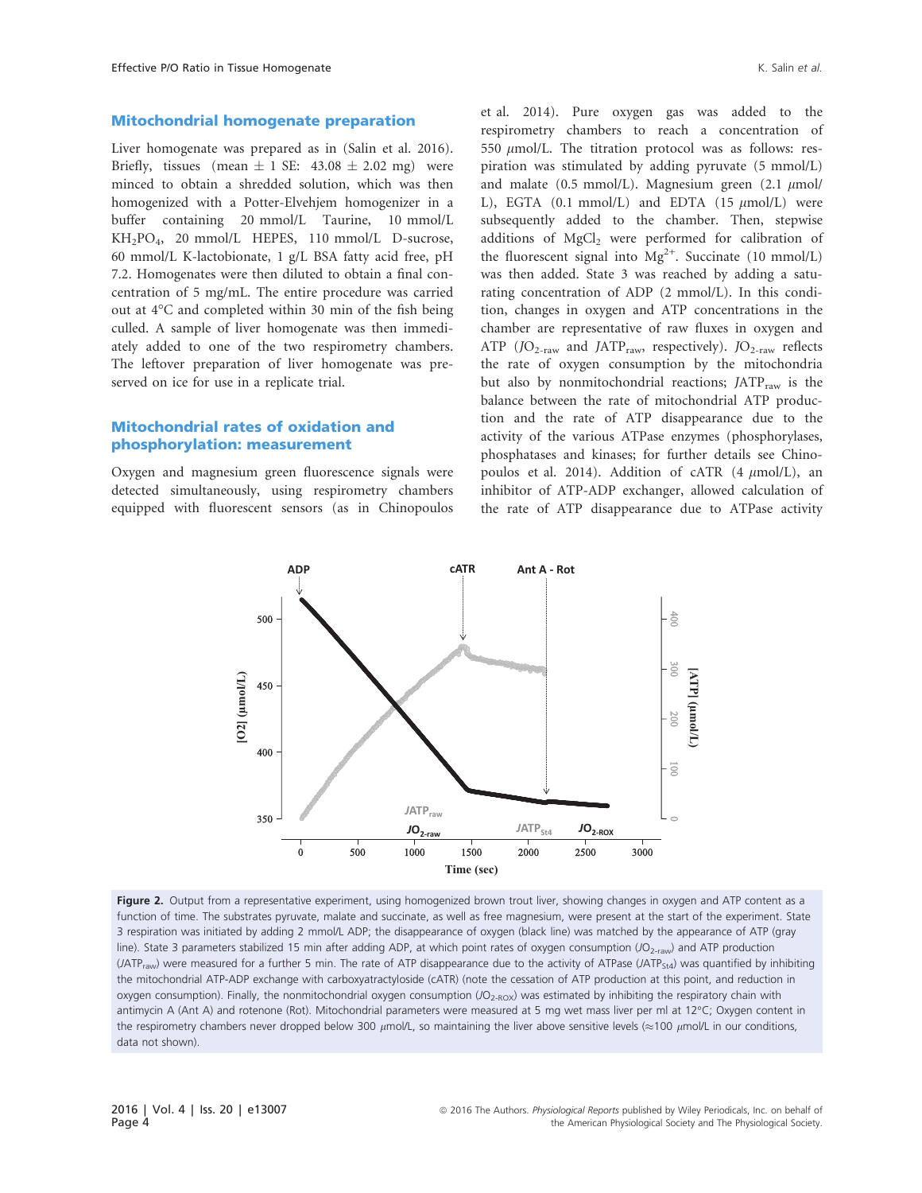### Mitochondrial homogenate preparation

Liver homogenate was prepared as in (Salin et al. 2016). Briefly, tissues (mean ± 1 SE: 43.08 ± 2.02 mg) were minced to obtain a shredded solution, which was then homogenized with a Potter-Elvehjem homogenizer in a buffer containing 20 mmol/L Taurine, 10 mmol/L $KH_2PO_4$, 20 mmol/L HEPES, 110 mmol/L D-sucrose, 60 mmol/L K-lactobionate, 1 g/L BSA fatty acid free, pH 7.2. Homogenates were then diluted to obtain a final concentration of 5 mg/mL. The entire procedure was carried out at 4°C and completed within 30 min of the fish being culled. A sample of liver homogenate was then immediately added to one of the two respirometry chambers. The leftover preparation of liver homogenate was preserved on ice for use in a replicate trial.

### Mitochondrial rates of oxidation and phosphorylation: measurement

Oxygen and magnesium green fluorescence signals were detected simultaneously, using respirometry chambers equipped with fluorescent sensors (as in Chinopoulos et al. 2014). Pure oxygen gas was added to the respirometry chambers to reach a concentration of 550 $\mu$mol/L. The titration protocol was as follows: respiration was stimulated by adding pyruvate (5 mmol/L) and malate (0.5 mmol/L). Magnesium green (2.1 $\mu$mol/L), EGTA (0.1 mmol/L) and EDTA (15 $\mu$mol/L) were subsequently added to the chamber. Then, stepwise additions of $MgCl_2$ were performed for calibration of the fluorescent signal into $Mg^{2+}$. Succinate (10 mmol/L) was then added. State 3 was reached by adding a saturating concentration of ADP (2 mmol/L). In this condition, changes in oxygen and ATP concentrations in the chamber are representative of raw fluxes in oxygen and ATP ($JO_{2\text{-raw}}$ and $JATP_{raw}$, respectively). $JO_{2\text{-raw}}$ reflects the rate of oxygen consumption by the mitochondria but also by nonmitochondrial reactions; $JATP_{raw}$ is the balance between the rate of mitochondrial ATP production and the rate of ATP disappearance due to the activity of the various ATPase enzymes (phosphorylases, phosphatases and kinases; for further details see Chinopoulos et al. 2014). Addition of cATR (4 $\mu$mol/L), an inhibitor of ATP-ADP exchanger, allowed calculation of the rate of ATP disappearance due to ATPase activity

**Figure 2.** Output from a representative experiment, using homogenized brown trout liver, showing changes in oxygen and ATP content as a function of time. The substrates pyruvate, malate and succinate, as well as free magnesium, were present at the start of the experiment. State 3 respiration was initiated by adding 2 mmol/L ADP; the disappearance of oxygen (black line) was matched by the appearance of ATP (gray line). State 3 parameters stabilized 15 min after adding ADP, at which point rates of oxygen consumption ($JO_{2\text{-raw}}$) and ATP production ($JATP_{raw}$) were measured for a further 5 min. The rate of ATP disappearance due to the activity of ATPase ($JATP_{St4}$) was quantified by inhibiting the mitochondrial ATP-ADP exchange with carboxyatractyloside (cATR) (note the cessation of ATP production at this point, and reduction in oxygen consumption). Finally, the nonmitochondrial oxygen consumption ($JO_{2\text{-ROX}}$) was estimated by inhibiting the respiratory chain with antimycin A (Ant A) and rotenone (Rot). Mitochondrial parameters were measured at 5 mg wet mass liver per ml at 12°C; Oxygen content in the respirometry chambers never dropped below 300 $\mu$mol/L, so maintaining the liver above sensitive levels (≈100 $\mu$mol/L in our conditions, data not shown).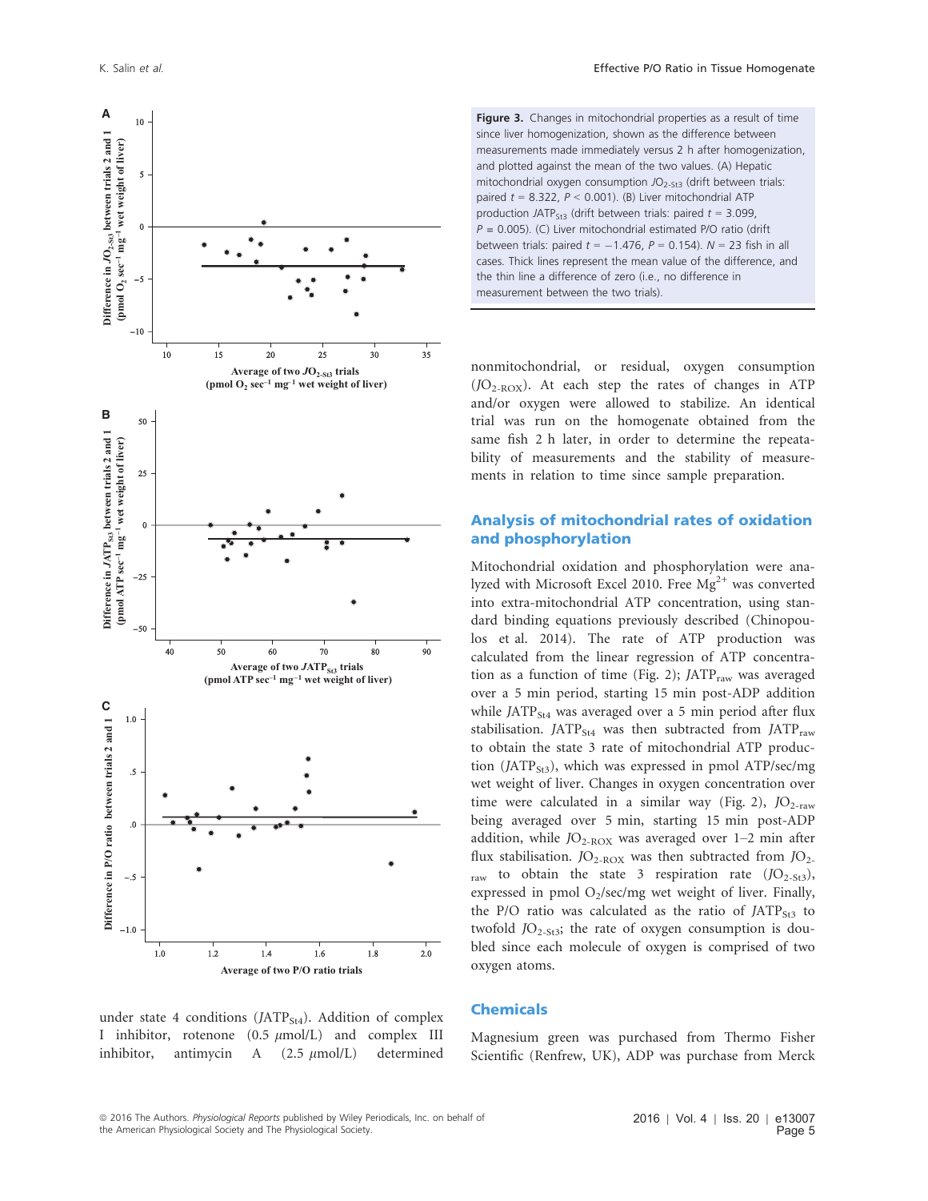Figure 3. Changes in mitochondrial properties as a result of time since liver homogenization, shown as the difference between measurements made immediately versus 2 h after homogenization, and plotted against the mean of the two values. (A) Hepatic mitochondrial oxygen consumption $JO_{2\text{-St3}}$ (drift between trials: paired $t = 8.322$, $P < 0.001$). (B) Liver mitochondrial ATP production $JATP_{St3}$ (drift between trials: paired $t = 3.099$, $P = 0.005$). (C) Liver mitochondrial estimated P/O ratio (drift between trials: paired $t = -1.476$, $P = 0.154$). $N = 23$ fish in all cases. Thick lines represent the mean value of the difference, and the thin line a difference of zero (i.e., no difference in measurement between the two trials).

under state 4 conditions ($JATP_{St4}$). Addition of complex I inhibitor, rotenone (0.5 $\mu$mol/L) and complex III inhibitor, antimycin A (2.5 $\mu$mol/L) determined nonmitochondrial, or residual, oxygen consumption ($JO_{2\text{-ROX}}$). At each step the rates of changes in ATP and/or oxygen were allowed to stabilize. An identical trial was run on the homogenate obtained from the same fish 2 h later, in order to determine the repeatability of measurements and the stability of measurements in relation to time since sample preparation.

## Analysis of mitochondrial rates of oxidation and phosphorylation

Mitochondrial oxidation and phosphorylation were analyzed with Microsoft Excel 2010. Free $Mg^{2+}$ was converted into extra-mitochondrial ATP concentration, using standard binding equations previously described (Chinopoulos et al. 2014). The rate of ATP production was calculated from the linear regression of ATP concentration as a function of time (Fig. 2); $JATP_{raw}$ was averaged over a 5 min period, starting 15 min post-ADP addition while $JATP_{St4}$ was averaged over a 5 min period after flux stabilisation. $JATP_{St4}$ was then subtracted from $JATP_{raw}$ to obtain the state 3 rate of mitochondrial ATP production ($JATP_{St3}$), which was expressed in pmol ATP/sec/mg wet weight of liver. Changes in oxygen concentration over time were calculated in a similar way (Fig. 2), $JO_{2\text{-raw}}$ being averaged over 5 min, starting 15 min post-ADP addition, while $JO_{2\text{-ROX}}$ was averaged over 1–2 min after flux stabilisation. $JO_{2\text{-ROX}}$ was then subtracted from $JO_{2\text{-raw}}$ to obtain the state 3 respiration rate ($JO_{2\text{-St3}}$), expressed in pmol $O_2$/sec/mg wet weight of liver. Finally, the P/O ratio was calculated as the ratio of $JATP_{St3}$ to twofold $JO_{2\text{-St3}}$; the rate of oxygen consumption is doubled since each molecule of oxygen is comprised of two oxygen atoms.

## Chemicals

Magnesium green was purchased from Thermo Fisher Scientific (Renfrew, UK), ADP was purchase from Merck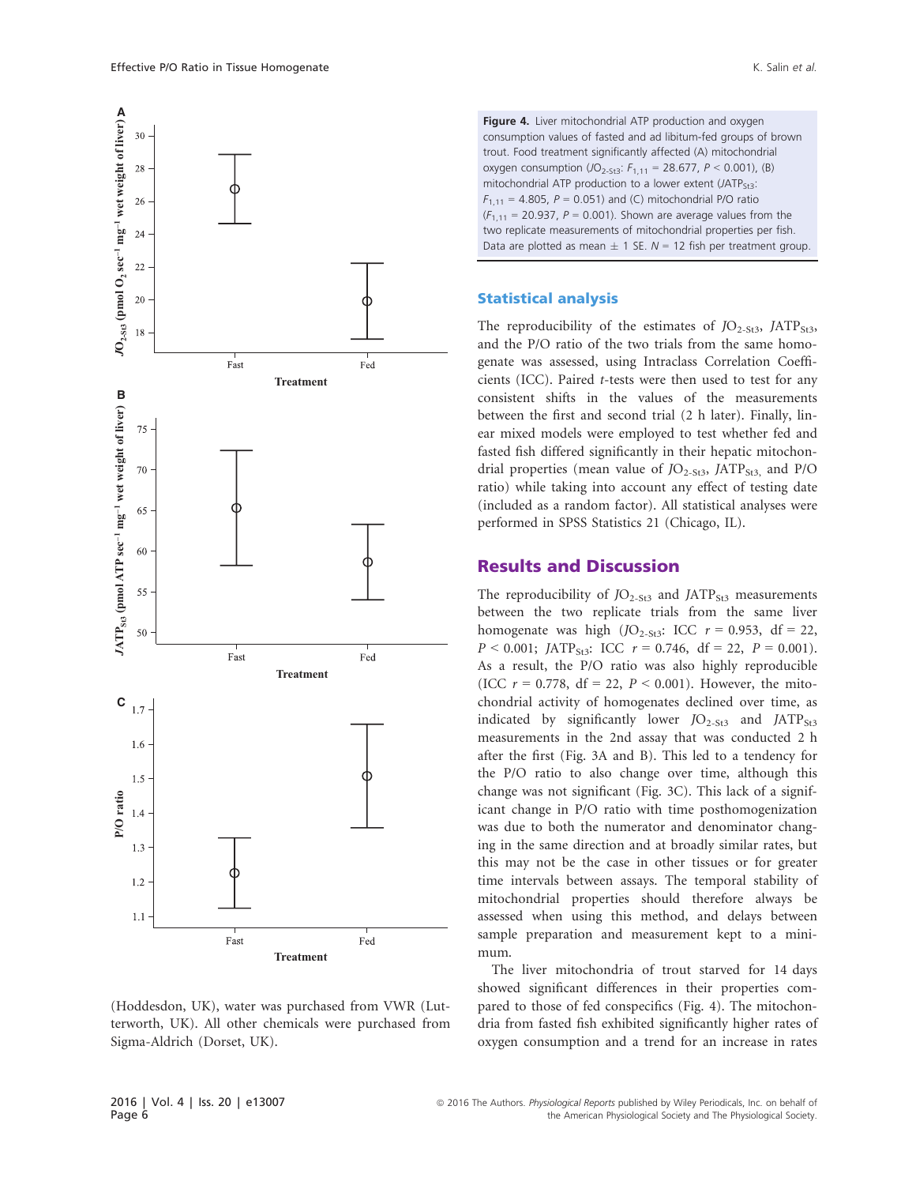Figure 4. Liver mitochondrial ATP production and oxygen consumption values of fasted and ad libitum-fed groups of brown trout. Food treatment significantly affected (A) mitochondrial oxygen consumption ($JO_{2\text{-St3}}$: $F_{1,11} = 28.677$, $P < 0.001$), (B) mitochondrial ATP production to a lower extent ($JATP_{St3}$: $F_{1,11} = 4.805$, $P = 0.051$) and (C) mitochondrial P/O ratio ($F_{1,11} = 20.937$, $P = 0.001$). Shown are average values from the two replicate measurements of mitochondrial properties per fish. Data are plotted as mean ± 1 SE. $N = 12$ fish per treatment group.

(Hoddesdon, UK), water was purchased from VWR (Lutterworth, UK). All other chemicals were purchased from Sigma-Aldrich (Dorset, UK).

## Statistical analysis

The reproducibility of the estimates of $JO_{2\text{-St3}}$, $JATP_{St3}$, and the P/O ratio of the two trials from the same homogenate was assessed, using Intraclass Correlation Coefficients (ICC). Paired *t*-tests were then used to test for any consistent shifts in the values of the measurements between the first and second trial (2 h later). Finally, linear mixed models were employed to test whether fed and fasted fish differed significantly in their hepatic mitochondrial properties (mean value of $JO_{2\text{-St3}}$, $JATP_{St3}$, and P/O ratio) while taking into account any effect of testing date (included as a random factor). All statistical analyses were performed in SPSS Statistics 21 (Chicago, IL).

# Results and Discussion

The reproducibility of $JO_{2\text{-St3}}$ and $JATP_{St3}$ measurements between the two replicate trials from the same liver homogenate was high ($JO_{2\text{-St3}}$: ICC $r = 0.953$, df = 22, $P < 0.001$; $JATP_{St3}$: ICC $r = 0.746$, df = 22, $P = 0.001$). As a result, the P/O ratio was also highly reproducible (ICC $r = 0.778$, df = 22, $P < 0.001$). However, the mitochondrial activity of homogenates declined over time, as indicated by significantly lower $JO_{2\text{-St3}}$ and $JATP_{St3}$ measurements in the 2nd assay that was conducted 2 h after the first (Fig. 3A and B). This led to a tendency for the P/O ratio to also change over time, although this change was not significant (Fig. 3C). This lack of a significant change in P/O ratio with time posthomogenization was due to both the numerator and denominator changing in the same direction and at broadly similar rates, but this may not be the case in other tissues or for greater time intervals between assays. The temporal stability of mitochondrial properties should therefore always be assessed when using this method, and delays between sample preparation and measurement kept to a minimum.

The liver mitochondria of trout starved for 14 days showed significant differences in their properties compared to those of fed conspecifics (Fig. 4). The mitochondria from fasted fish exhibited significantly higher rates of oxygen consumption and a trend for an increase in rates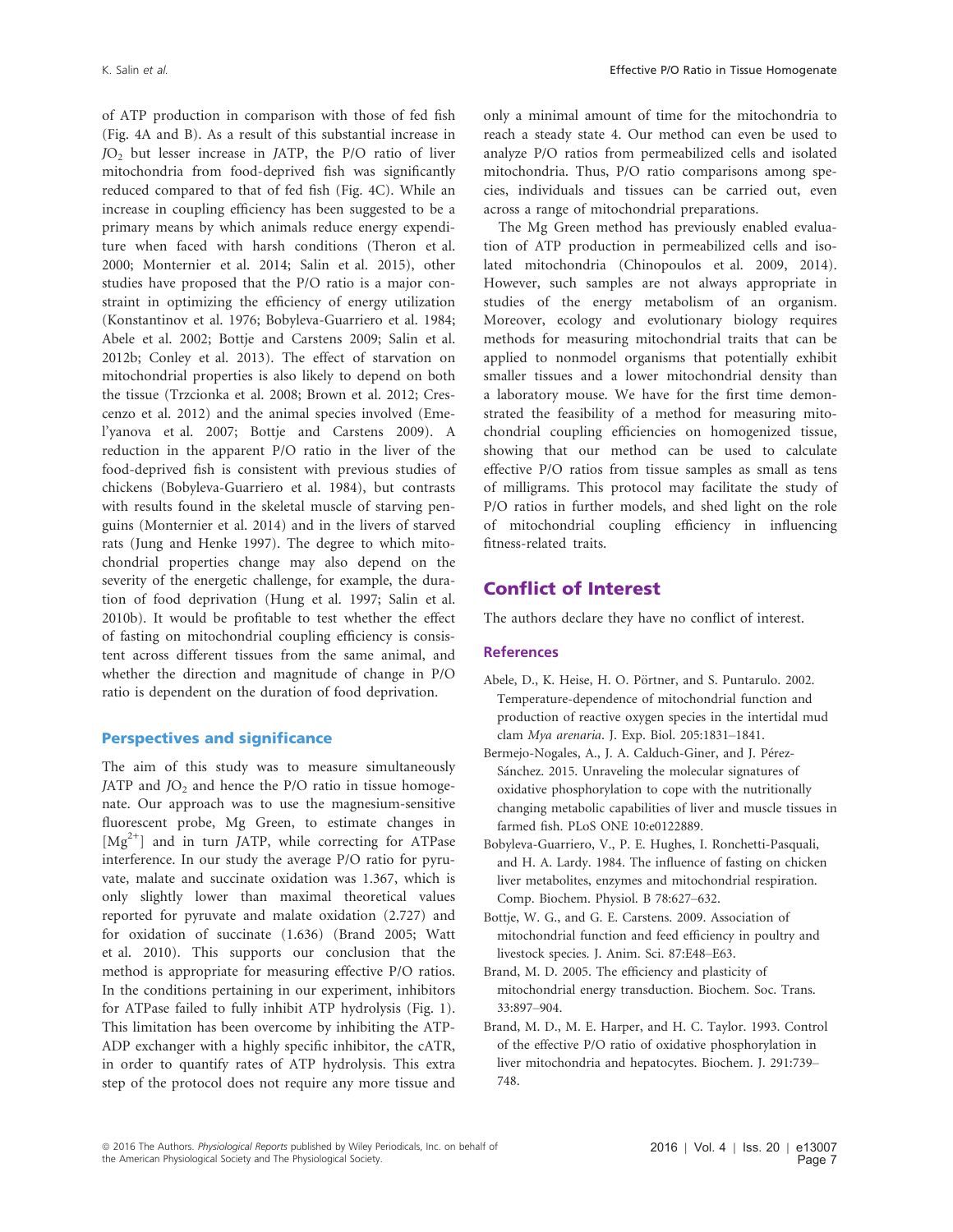of ATP production in comparison with those of fed fish (Fig. 4A and B). As a result of this substantial increase in $JO_2$ but lesser increase in $J$ATP, the P/O ratio of liver mitochondria from food-deprived fish was significantly reduced compared to that of fed fish (Fig. 4C). While an increase in coupling efficiency has been suggested to be a primary means by which animals reduce energy expenditure when faced with harsh conditions (Theron et al. 2000; Monternier et al. 2014; Salin et al. 2015), other studies have proposed that the P/O ratio is a major constraint in optimizing the efficiency of energy utilization (Konstantinov et al. 1976; Bobyleva-Guarriero et al. 1984; Abele et al. 2002; Bottje and Carstens 2009; Salin et al. 2012b; Conley et al. 2013). The effect of starvation on mitochondrial properties is also likely to depend on both the tissue (Trzcionka et al. 2008; Brown et al. 2012; Crescenzo et al. 2012) and the animal species involved (Emel'yanova et al. 2007; Bottje and Carstens 2009). A reduction in the apparent P/O ratio in the liver of the food-deprived fish is consistent with previous studies of chickens (Bobyleva-Guarriero et al. 1984), but contrasts with results found in the skeletal muscle of starving penguins (Monternier et al. 2014) and in the livers of starved rats (Jung and Henke 1997). The degree to which mitochondrial properties change may also depend on the severity of the energetic challenge, for example, the duration of food deprivation (Hung et al. 1997; Salin et al. 2010b). It would be profitable to test whether the effect of fasting on mitochondrial coupling efficiency is consistent across different tissues from the same animal, and whether the direction and magnitude of change in P/O ratio is dependent on the duration of food deprivation.

### Perspectives and significance

The aim of this study was to measure simultaneously $J$ATP and $JO_2$ and hence the P/O ratio in tissue homogenate. Our approach was to use the magnesium-sensitive fluorescent probe, Mg Green, to estimate changes in $[Mg^{2+}]$ and in turn $J$ATP, while correcting for ATPase interference. In our study the average P/O ratio for pyruvate, malate and succinate oxidation was 1.367, which is only slightly lower than maximal theoretical values reported for pyruvate and malate oxidation (2.727) and for oxidation of succinate (1.636) (Brand 2005; Watt et al. 2010). This supports our conclusion that the method is appropriate for measuring effective P/O ratios. In the conditions pertaining in our experiment, inhibitors for ATPase failed to fully inhibit ATP hydrolysis (Fig. 1). This limitation has been overcome by inhibiting the ATP-ADP exchanger with a highly specific inhibitor, the cATR, in order to quantify rates of ATP hydrolysis. This extra step of the protocol does not require any more tissue and only a minimal amount of time for the mitochondria to reach a steady state 4. Our method can even be used to analyze P/O ratios from permeabilized cells and isolated mitochondria. Thus, P/O ratio comparisons among species, individuals and tissues can be carried out, even across a range of mitochondrial preparations.

The Mg Green method has previously enabled evaluation of ATP production in permeabilized cells and isolated mitochondria (Chinopoulos et al. 2009, 2014). However, such samples are not always appropriate in studies of the energy metabolism of an organism. Moreover, ecology and evolutionary biology requires methods for measuring mitochondrial traits that can be applied to nonmodel organisms that potentially exhibit smaller tissues and a lower mitochondrial density than a laboratory mouse. We have for the first time demonstrated the feasibility of a method for measuring mitochondrial coupling efficiencies on homogenized tissue, showing that our method can be used to calculate effective P/O ratios from tissue samples as small as tens of milligrams. This protocol may facilitate the study of P/O ratios in further models, and shed light on the role of mitochondrial coupling efficiency in influencing fitness-related traits.

## Conflict of Interest

The authors declare they have no conflict of interest.

### References

Abele, D., K. Heise, H. O. Pörtner, and S. Puntarulo. 2002. Temperature-dependence of mitochondrial function and production of reactive oxygen species in the intertidal mud clam *Mya arenaria*. J. Exp. Biol. 205:1831–1841.

Bermejo-Nogales, A., J. A. Calduch-Giner, and J. Pérez-Sánchez. 2015. Unraveling the molecular signatures of oxidative phosphorylation to cope with the nutritionally changing metabolic capabilities of liver and muscle tissues in farmed fish. PLoS ONE 10:e0122889.

Bobyleva-Guarriero, V., P. E. Hughes, I. Ronchetti-Pasquali, and H. A. Lardy. 1984. The influence of fasting on chicken liver metabolites, enzymes and mitochondrial respiration. Comp. Biochem. Physiol. B 78:627–632.

Bottje, W. G., and G. E. Carstens. 2009. Association of mitochondrial function and feed efficiency in poultry and livestock species. J. Anim. Sci. 87:E48–E63.

Brand, M. D. 2005. The efficiency and plasticity of mitochondrial energy transduction. Biochem. Soc. Trans. 33:897–904.

Brand, M. D., M. E. Harper, and H. C. Taylor. 1993. Control of the effective P/O ratio of oxidative phosphorylation in liver mitochondria and hepatocytes. Biochem. J. 291:739–748.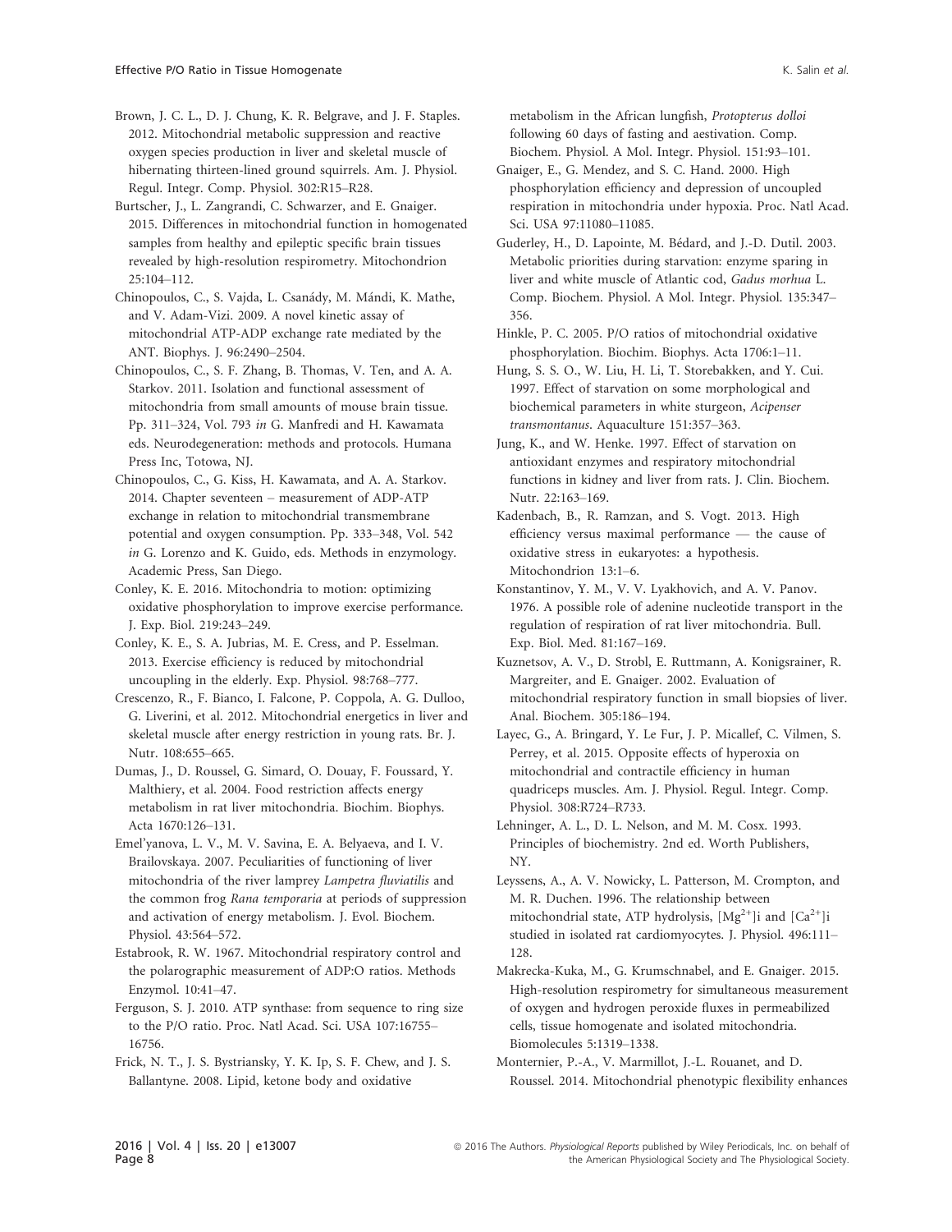Brown, J. C. L., D. J. Chung, K. R. Belgrave, and J. F. Staples. 2012. Mitochondrial metabolic suppression and reactive oxygen species production in liver and skeletal muscle of hibernating thirteen-lined ground squirrels. Am. J. Physiol. Regul. Integr. Comp. Physiol. 302:R15–R28.

Burtscher, J., L. Zangrandi, C. Schwarzer, and E. Gnaiger. 2015. Differences in mitochondrial function in homogenated samples from healthy and epileptic specific brain tissues revealed by high-resolution respirometry. Mitochondrion 25:104–112.

Chinopoulos, C., S. Vajda, L. Csanády, M. Mándi, K. Mathe, and V. Adam-Vizi. 2009. A novel kinetic assay of mitochondrial ATP-ADP exchange rate mediated by the ANT. Biophys. J. 96:2490–2504.

Chinopoulos, C., S. F. Zhang, B. Thomas, V. Ten, and A. A. Starkov. 2011. Isolation and functional assessment of mitochondria from small amounts of mouse brain tissue. Pp. 311–324, Vol. 793 *in* G. Manfredi and H. Kawamata eds. Neurodegeneration: methods and protocols. Humana Press Inc, Totowa, NJ.

Chinopoulos, C., G. Kiss, H. Kawamata, and A. A. Starkov. 2014. Chapter seventeen – measurement of ADP-ATP exchange in relation to mitochondrial transmembrane potential and oxygen consumption. Pp. 333–348, Vol. 542 *in* G. Lorenzo and K. Guido, eds. Methods in enzymology. Academic Press, San Diego.

Conley, K. E. 2016. Mitochondria to motion: optimizing oxidative phosphorylation to improve exercise performance. J. Exp. Biol. 219:243–249.

Conley, K. E., S. A. Jubrias, M. E. Cress, and P. Esselman. 2013. Exercise efficiency is reduced by mitochondrial uncoupling in the elderly. Exp. Physiol. 98:768–777.

Crescenzo, R., F. Bianco, I. Falcone, P. Coppola, A. G. Dulloo, G. Liverini, et al. 2012. Mitochondrial energetics in liver and skeletal muscle after energy restriction in young rats. Br. J. Nutr. 108:655–665.

Dumas, J., D. Roussel, G. Simard, O. Douay, F. Foussard, Y. Malthiery, et al. 2004. Food restriction affects energy metabolism in rat liver mitochondria. Biochim. Biophys. Acta 1670:126–131.

Emel'yanova, L. V., M. V. Savina, E. A. Belyaeva, and I. V. Brailovskaya. 2007. Peculiarities of functioning of liver mitochondria of the river lamprey *Lampetra fluviatilis* and the common frog *Rana temporaria* at periods of suppression and activation of energy metabolism. J. Evol. Biochem. Physiol. 43:564–572.

Estabrook, R. W. 1967. Mitochondrial respiratory control and the polarographic measurement of ADP:O ratios. Methods Enzymol. 10:41–47.

Ferguson, S. J. 2010. ATP synthase: from sequence to ring size to the P/O ratio. Proc. Natl Acad. Sci. USA 107:16755–16756.

Frick, N. T., J. S. Bystriansky, Y. K. Ip, S. F. Chew, and J. S. Ballantyne. 2008. Lipid, ketone body and oxidative metabolism in the African lungfish, *Protopterus dolloi* following 60 days of fasting and aestivation. Comp. Biochem. Physiol. A Mol. Integr. Physiol. 151:93–101.

Gnaiger, E., G. Mendez, and S. C. Hand. 2000. High phosphorylation efficiency and depression of uncoupled respiration in mitochondria under hypoxia. Proc. Natl Acad. Sci. USA 97:11080–11085.

Guderley, H., D. Lapointe, M. Bédard, and J.-D. Dutil. 2003. Metabolic priorities during starvation: enzyme sparing in liver and white muscle of Atlantic cod, *Gadus morhua* L. Comp. Biochem. Physiol. A Mol. Integr. Physiol. 135:347–356.

Hinkle, P. C. 2005. P/O ratios of mitochondrial oxidative phosphorylation. Biochim. Biophys. Acta 1706:1–11.

Hung, S. S. O., W. Liu, H. Li, T. Storebakken, and Y. Cui. 1997. Effect of starvation on some morphological and biochemical parameters in white sturgeon, *Acipenser transmontanus*. Aquaculture 151:357–363.

Jung, K., and W. Henke. 1997. Effect of starvation on antioxidant enzymes and respiratory mitochondrial functions in kidney and liver from rats. J. Clin. Biochem. Nutr. 22:163–169.

Kadenbach, B., R. Ramzan, and S. Vogt. 2013. High efficiency versus maximal performance — the cause of oxidative stress in eukaryotes: a hypothesis. Mitochondrion 13:1–6.

Konstantinov, Y. M., V. V. Lyakhovich, and A. V. Panov. 1976. A possible role of adenine nucleotide transport in the regulation of respiration of rat liver mitochondria. Bull. Exp. Biol. Med. 81:167–169.

Kuznetsov, A. V., D. Strobl, E. Ruttmann, A. Konigsrainer, R. Margreiter, and E. Gnaiger. 2002. Evaluation of mitochondrial respiratory function in small biopsies of liver. Anal. Biochem. 305:186–194.

Layec, G., A. Bringard, Y. Le Fur, J. P. Micallef, C. Vilmen, S. Perrey, et al. 2015. Opposite effects of hyperoxia on mitochondrial and contractile efficiency in human quadriceps muscles. Am. J. Physiol. Regul. Integr. Comp. Physiol. 308:R724–R733.

Lehninger, A. L., D. L. Nelson, and M. M. Cosx. 1993. Principles of biochemistry. 2nd ed. Worth Publishers, NY.

Leyssens, A., A. V. Nowicky, L. Patterson, M. Crompton, and M. R. Duchen. 1996. The relationship between mitochondrial state, ATP hydrolysis, $[Mg^{2+}]$i and $[Ca^{2+}]$i studied in isolated rat cardiomyocytes. J. Physiol. 496:111–128.

Makrecka-Kuka, M., G. Krumschnabel, and E. Gnaiger. 2015. High-resolution respirometry for simultaneous measurement of oxygen and hydrogen peroxide fluxes in permeabilized cells, tissue homogenate and isolated mitochondria. Biomolecules 5:1319–1338.

Monternier, P.-A., V. Marmillot, J.-L. Rouanet, and D. Roussel. 2014. Mitochondrial phenotypic flexibility enhances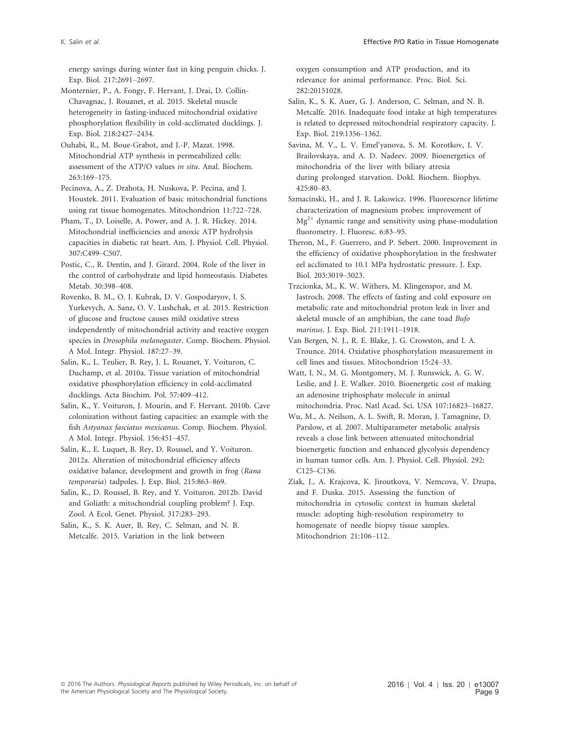energy savings during winter fast in king penguin chicks. J. Exp. Biol. 217:2691–2697.

Monternier, P., A. Fongy, F. Hervant, J. Drai, D. Collin-Chavagnac, J. Rouanet, et al. 2015. Skeletal muscle heterogeneity in fasting-induced mitochondrial oxidative phosphorylation flexibility in cold-acclimated ducklings. J. Exp. Biol. 218:2427–2434.

Ouhabi, R., M. Boue-Grabot, and J.-P. Mazat. 1998. Mitochondrial ATP synthesis in permeabilized cells: assessment of the ATP/O values *in situ*. Anal. Biochem. 263:169–175.

Pecinova, A., Z. Drahota, H. Nuskova, P. Pecina, and J. Houstek. 2011. Evaluation of basic mitochondrial functions using rat tissue homogenates. Mitochondrion 11:722–728.

Pham, T., D. Loiselle, A. Power, and A. J. R. Hickey. 2014. Mitochondrial inefficiencies and anoxic ATP hydrolysis capacities in diabetic rat heart. Am. J. Physiol. Cell. Physiol. 307:C499–C507.

Postic, C., R. Dentin, and J. Girard. 2004. Role of the liver in the control of carbohydrate and lipid homeostasis. Diabetes Metab. 30:398–408.

Rovenko, B. M., O. I. Kubrak, D. V. Gospodaryov, I. S. Yurkevych, A. Sanz, O. V. Lushchak, et al. 2015. Restriction of glucose and fructose causes mild oxidative stress independently of mitochondrial activity and reactive oxygen species in *Drosophila melanogaster*. Comp. Biochem. Physiol. A Mol. Integr. Physiol. 187:27–39.

Salin, K., L. Teulier, B. Rey, J. L. Rouanet, Y. Voituron, C. Duchamp, et al. 2010a. Tissue variation of mitochondrial oxidative phosphorylation efficiency in cold-acclimated ducklings. Acta Biochim. Pol. 57:409–412.

Salin, K., Y. Voituron, J. Mourin, and F. Hervant. 2010b. Cave colonization without fasting capacities: an example with the fish *Astyanax fasciatus mexicanus*. Comp. Biochem. Physiol. A Mol. Integr. Physiol. 156:451–457.

Salin, K., E. Luquet, B. Rey, D. Roussel, and Y. Voituron. 2012a. Alteration of mitochondrial efficiency affects oxidative balance, development and growth in frog (*Rana temporaria*) tadpoles. J. Exp. Biol. 215:863–869.

Salin, K., D. Roussel, B. Rey, and Y. Voituron. 2012b. David and Goliath: a mitochondrial coupling problem? J. Exp. Zool. A Ecol. Genet. Physiol. 317:283–293.

Salin, K., S. K. Auer, B. Rey, C. Selman, and N. B. Metcalfe. 2015. Variation in the link between oxygen consumption and ATP production, and its relevance for animal performance. Proc. Biol. Sci. 282:20151028.

Salin, K., S. K. Auer, G. J. Anderson, C. Selman, and N. B. Metcalfe. 2016. Inadequate food intake at high temperatures is related to depressed mitochondrial respiratory capacity. J. Exp. Biol. 219:1356–1362.

Savina, M. V., L. V. Emel'yanova, S. M. Korotkov, I. V. Brailovskaya, and A. D. Nadeev. 2009. Bioenergetics of mitochondria of the liver with biliary atresia during prolonged starvation. Dokl. Biochem. Biophys. 425:80–83.

Szmacinski, H., and J. R. Lakowicz. 1996. Fluorescence lifetime characterization of magnesium probes: improvement of $Mg^{2+}$ dynamic range and sensitivity using phase-modulation fluorometry. J. Fluoresc. 6:83–95.

Theron, M., F. Guerrero, and P. Sebert. 2000. Improvement in the efficiency of oxidative phosphorylation in the freshwater eel acclimated to 10.1 MPa hydrostatic pressure. J. Exp. Biol. 203:3019–3023.

Trzcionka, M., K. W. Withers, M. Klingenspor, and M. Jastroch. 2008. The effects of fasting and cold exposure on metabolic rate and mitochondrial proton leak in liver and skeletal muscle of an amphibian, the cane toad *Bufo marinus*. J. Exp. Biol. 211:1911–1918.

Van Bergen, N. J., R. E. Blake, J. G. Crowston, and I. A. Trounce. 2014. Oxidative phosphorylation measurement in cell lines and tissues. Mitochondrion 15:24–33.

Watt, I. N., M. G. Montgomery, M. J. Runswick, A. G. W. Leslie, and J. E. Walker. 2010. Bioenergetic cost of making an adenosine triphosphate molecule in animal mitochondria. Proc. Natl Acad. Sci. USA 107:16823–16827.

Wu, M., A. Neilson, A. L. Swift, R. Moran, J. Tamagnine, D. Parslow, et al. 2007. Multiparameter metabolic analysis reveals a close link between attenuated mitochondrial bioenergetic function and enhanced glycolysis dependency in human tumor cells. Am. J. Physiol. Cell. Physiol. 292: C125–C136.

Ziak, J., A. Krajcova, K. Jiroutkova, V. Nemcova, V. Dzupa, and F. Duska. 2015. Assessing the function of mitochondria in cytosolic context in human skeletal muscle: adopting high-resolution respirometry to homogenate of needle biopsy tissue samples. Mitochondrion 21:106–112.